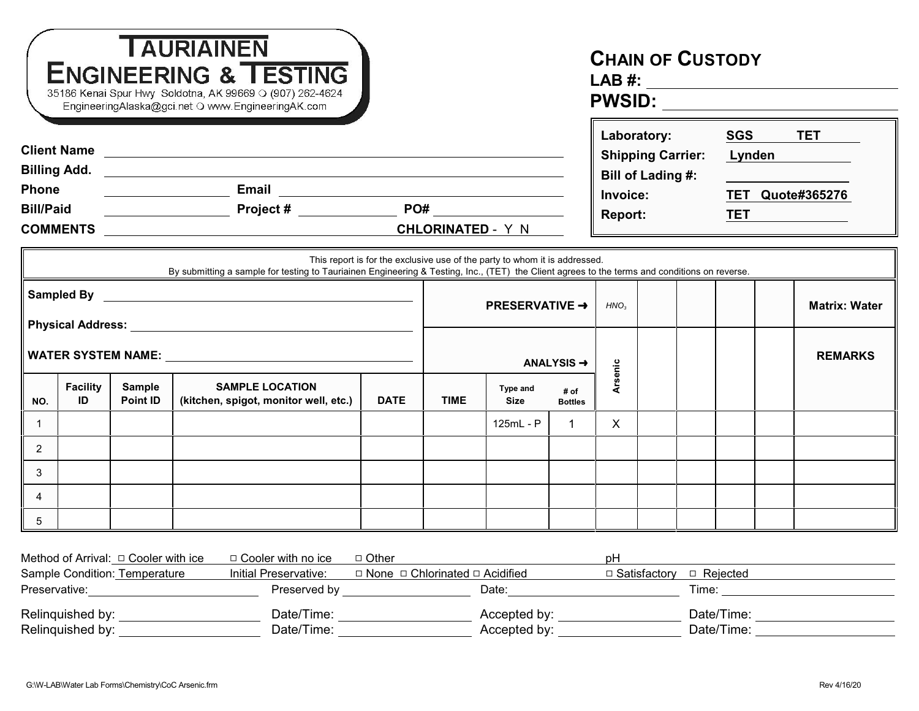# TAURIAINEN ENGINEERING & TESTING

35186 Kenai Spur Hwy Soldotna, AK 99669 ○ (907) 262-4624
EngineeringAlaska@gci.net ○ www.EngineeringAK.com

## CHAIN OF CUSTODY

**LAB #:** ____________________

**PWSID:** ____________________

| | |
|---|---|
| **Laboratory:** | **SGS TET** |
| **Shipping Carrier:** | **Lynden** |
| **Bill of Lading #:** | |
| **Invoice:** | **TET Quote#365276** |
| **Report:** | **TET** |

**Client Name** ____________________

**Billing Add.** ____________________

**Phone** ____________ **Email** ____________________

**Bill/Paid** ____________ **Project #** ____________ **PO#** ____________

**COMMENTS** ____________________ **CHLORINATED** - Y N

This report is for the exclusive use of the party to whom it is addressed.
By submitting a sample for testing to Tauriainen Engineering & Testing, Inc., (TET) the Client agrees to the terms and conditions on reverse.

**Sampled By** ____________________

**Physical Address:** ____________________

**WATER SYSTEM NAME:** ____________________

| | | | | | | | **PRESERVATIVE ➜** | *$HNO_3$* | | | | | **Matrix: Water** |
|---|---|---|---|---|---|---|---|---|---|---|---|---|---|
| | | | | | | | **ANALYSIS ➜** | **Arsenic** | | | | | **REMARKS** |
| **NO.** | **Facility ID** | **Sample Point ID** | **SAMPLE LOCATION (kitchen, spigot, monitor well, etc.)** | **DATE** | **TIME** | **Type and Size** | **# of Bottles** | | | | | | |
| 1 | | | | | | 125mL - P | 1 | X | | | | | |
| 2 | | | | | | | | | | | | | |
| 3 | | | | | | | | | | | | | |
| 4 | | | | | | | | | | | | | |
| 5 | | | | | | | | | | | | | |

Method of Arrival: □ Cooler with ice □ Cooler with no ice □ Other ____________ pH ____________

Sample Condition: Temperature ____ Initial Preservative: □ None □ Chlorinated □ Acidified □ Satisfactory □ Rejected

Preservative: ____________ Preserved by ____________ Date: ____________ Time: ____________

Relinquished by: ____________ Date/Time: ____________ Accepted by: ____________ Date/Time: ____________

Relinquished by: ____________ Date/Time: ____________ Accepted by: ____________ Date/Time: ____________

G:\W-LAB\Water Lab Forms\Chemistry\CoC Arsenic.frm

Rev 4/16/20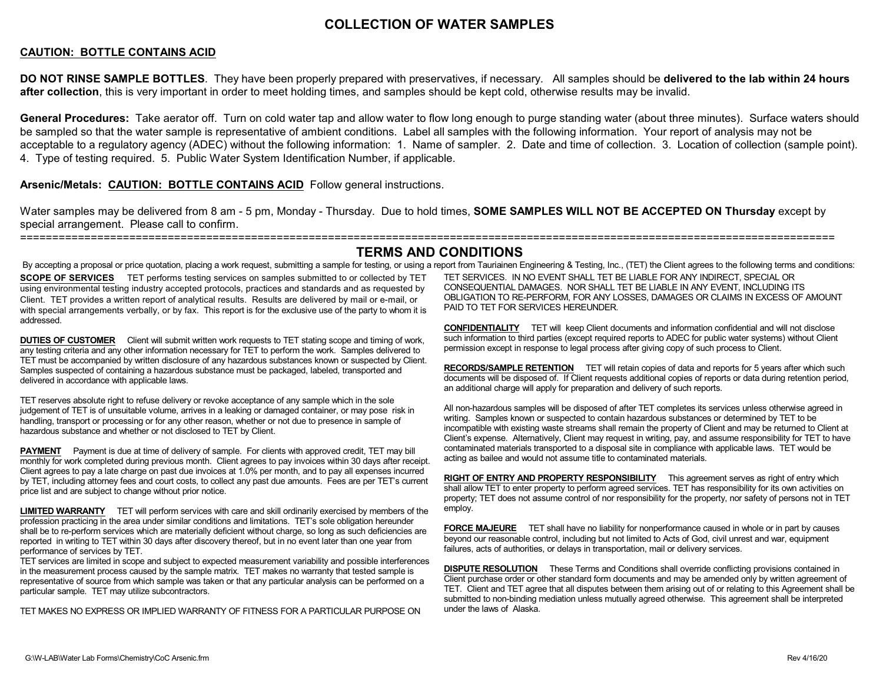# COLLECTION OF WATER SAMPLES

**CAUTION: BOTTLE CONTAINS ACID**

**DO NOT RINSE SAMPLE BOTTLES**. They have been properly prepared with preservatives, if necessary. All samples should be **delivered to the lab within 24 hours after collection**, this is very important in order to meet holding times, and samples should be kept cold, otherwise results may be invalid.

**General Procedures:** Take aerator off. Turn on cold water tap and allow water to flow long enough to purge standing water (about three minutes). Surface waters should be sampled so that the water sample is representative of ambient conditions. Label all samples with the following information. Your report of analysis may not be acceptable to a regulatory agency (ADEC) without the following information: 1. Name of sampler. 2. Date and time of collection. 3. Location of collection (sample point). 4. Type of testing required. 5. Public Water System Identification Number, if applicable.

**Arsenic/Metals: CAUTION: BOTTLE CONTAINS ACID** Follow general instructions.

Water samples may be delivered from 8 am - 5 pm, Monday - Thursday. Due to hold times, **SOME SAMPLES WILL NOT BE ACCEPTED ON Thursday** except by special arrangement. Please call to confirm.

=====================================================================================================

## TERMS AND CONDITIONS

By accepting a proposal or price quotation, placing a work request, submitting a sample for testing, or using a report from Tauriainen Engineering & Testing, Inc., (TET) the Client agrees to the following terms and conditions:

**SCOPE OF SERVICES** TET performs testing services on samples submitted to or collected by TET using environmental testing industry accepted protocols, practices and standards and as requested by Client. TET provides a written report of analytical results. Results are delivered by mail or e-mail, or with special arrangements verbally, or by fax. This report is for the exclusive use of the party to whom it is addressed.

**DUTIES OF CUSTOMER** Client will submit written work requests to TET stating scope and timing of work, any testing criteria and any other information necessary for TET to perform the work. Samples delivered to TET must be accompanied by written disclosure of any hazardous substances known or suspected by Client. Samples suspected of containing a hazardous substance must be packaged, labeled, transported and delivered in accordance with applicable laws.

TET reserves absolute right to refuse delivery or revoke acceptance of any sample which in the sole judgement of TET is of unsuitable volume, arrives in a leaking or damaged container, or may pose risk in handling, transport or processing or for any other reason, whether or not due to presence in sample of hazardous substance and whether or not disclosed to TET by Client.

**PAYMENT** Payment is due at time of delivery of sample. For clients with approved credit, TET may bill monthly for work completed during previous month. Client agrees to pay invoices within 30 days after receipt. Client agrees to pay a late charge on past due invoices at 1.0% per month, and to pay all expenses incurred by TET, including attorney fees and court costs, to collect any past due amounts. Fees are per TET's current price list and are subject to change without prior notice.

**LIMITED WARRANTY** TET will perform services with care and skill ordinarily exercised by members of the profession practicing in the area under similar conditions and limitations. TET's sole obligation hereunder shall be to re-perform services which are materially deficient without charge, so long as such deficiencies are reported in writing to TET within 30 days after discovery thereof, but in no event later than one year from performance of services by TET.

TET services are limited in scope and subject to expected measurement variability and possible interferences in the measurement process caused by the sample matrix. TET makes no warranty that tested sample is representative of source from which sample was taken or that any particular analysis can be performed on a particular sample. TET may utilize subcontractors.

TET MAKES NO EXPRESS OR IMPLIED WARRANTY OF FITNESS FOR A PARTICULAR PURPOSE ON TET SERVICES. IN NO EVENT SHALL TET BE LIABLE FOR ANY INDIRECT, SPECIAL OR CONSEQUENTIAL DAMAGES. NOR SHALL TET BE LIABLE IN ANY EVENT, INCLUDING ITS OBLIGATION TO RE-PERFORM, FOR ANY LOSSES, DAMAGES OR CLAIMS IN EXCESS OF AMOUNT PAID TO TET FOR SERVICES HEREUNDER.

**CONFIDENTIALITY** TET will keep Client documents and information confidential and will not disclose such information to third parties (except required reports to ADEC for public water systems) without Client permission except in response to legal process after giving copy of such process to Client.

**RECORDS/SAMPLE RETENTION** TET will retain copies of data and reports for 5 years after which such documents will be disposed of. If Client requests additional copies of reports or data during retention period, an additional charge will apply for preparation and delivery of such reports.

All non-hazardous samples will be disposed of after TET completes its services unless otherwise agreed in writing. Samples known or suspected to contain hazardous substances or determined by TET to be incompatible with existing waste streams shall remain the property of Client and may be returned to Client at Client's expense. Alternatively, Client may request in writing, pay, and assume responsibility for TET to have contaminated materials transported to a disposal site in compliance with applicable laws. TET would be acting as bailee and would not assume title to contaminated materials.

**RIGHT OF ENTRY AND PROPERTY RESPONSIBILITY** This agreement serves as right of entry which shall allow TET to enter property to perform agreed services. TET has responsibility for its own activities on property; TET does not assume control of nor responsibility for the property, nor safety of persons not in TET employ.

**FORCE MAJEURE** TET shall have no liability for nonperformance caused in whole or in part by causes beyond our reasonable control, including but not limited to Acts of God, civil unrest and war, equipment failures, acts of authorities, or delays in transportation, mail or delivery services.

**DISPUTE RESOLUTION** These Terms and Conditions shall override conflicting provisions contained in Client purchase order or other standard form documents and may be amended only by written agreement of TET. Client and TET agree that all disputes between them arising out of or relating to this Agreement shall be submitted to non-binding mediation unless mutually agreed otherwise. This agreement shall be interpreted under the laws of Alaska.